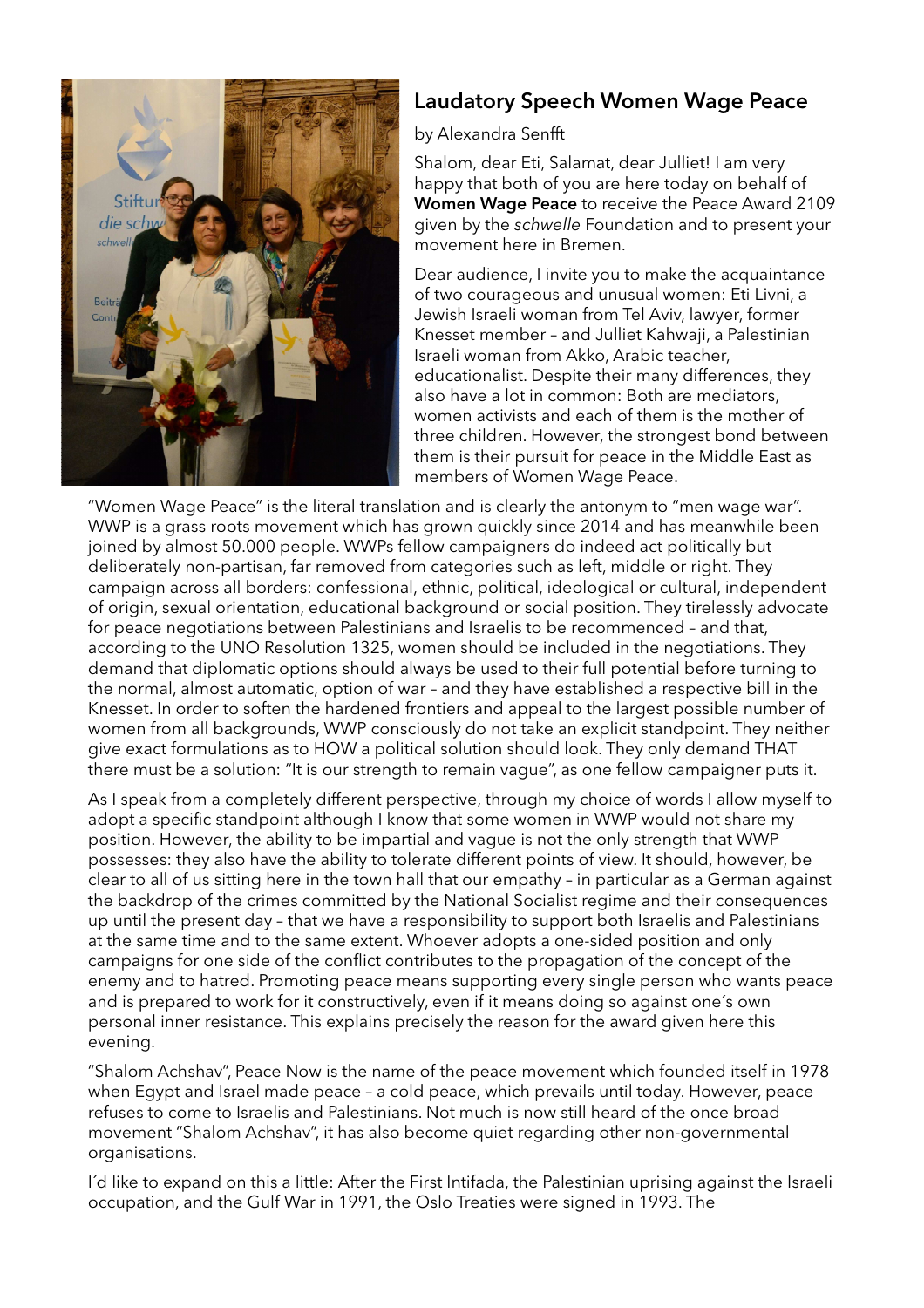## Laudatory Speech Women Wage Peace

by Alexandra Senfft

Shalom, dear Eti, Salamat, dear Julliet! I am very happy that both of you are here today on behalf of **Women Wage Peace** to receive the Peace Award 2109 given by the *schwelle* Foundation and to present your movement here in Bremen.

Dear audience, I invite you to make the acquaintance of two courageous and unusual women: Eti Livni, a Jewish Israeli woman from Tel Aviv, lawyer, former Knesset member – and Julliet Kahwaji, a Palestinian Israeli woman from Akko, Arabic teacher, educationalist. Despite their many differences, they also have a lot in common: Both are mediators, women activists and each of them is the mother of three children. However, the strongest bond between them is their pursuit for peace in the Middle East as members of Women Wage Peace.

"Women Wage Peace" is the literal translation and is clearly the antonym to "men wage war". WWP is a grass roots movement which has grown quickly since 2014 and has meanwhile been joined by almost 50.000 people. WWPs fellow campaigners do indeed act politically but deliberately non-partisan, far removed from categories such as left, middle or right. They campaign across all borders: confessional, ethnic, political, ideological or cultural, independent of origin, sexual orientation, educational background or social position. They tirelessly advocate for peace negotiations between Palestinians and Israelis to be recommenced – and that, according to the UNO Resolution 1325, women should be included in the negotiations. They demand that diplomatic options should always be used to their full potential before turning to the normal, almost automatic, option of war – and they have established a respective bill in the Knesset. In order to soften the hardened frontiers and appeal to the largest possible number of women from all backgrounds, WWP consciously do not take an explicit standpoint. They neither give exact formulations as to HOW a political solution should look. They only demand THAT there must be a solution: "It is our strength to remain vague", as one fellow campaigner puts it.

As I speak from a completely different perspective, through my choice of words I allow myself to adopt a specific standpoint although I know that some women in WWP would not share my position. However, the ability to be impartial and vague is not the only strength that WWP possesses: they also have the ability to tolerate different points of view. It should, however, be clear to all of us sitting here in the town hall that our empathy – in particular as a German against the backdrop of the crimes committed by the National Socialist regime and their consequences up until the present day – that we have a responsibility to support both Israelis and Palestinians at the same time and to the same extent. Whoever adopts a one-sided position and only campaigns for one side of the conflict contributes to the propagation of the concept of the enemy and to hatred. Promoting peace means supporting every single person who wants peace and is prepared to work for it constructively, even if it means doing so against one´s own personal inner resistance. This explains precisely the reason for the award given here this evening.

"Shalom Achshav", Peace Now is the name of the peace movement which founded itself in 1978 when Egypt and Israel made peace – a cold peace, which prevails until today. However, peace refuses to come to Israelis and Palestinians. Not much is now still heard of the once broad movement "Shalom Achshav", it has also become quiet regarding other non-governmental organisations.

I´d like to expand on this a little: After the First Intifada, the Palestinian uprising against the Israeli occupation, and the Gulf War in 1991, the Oslo Treaties were signed in 1993. The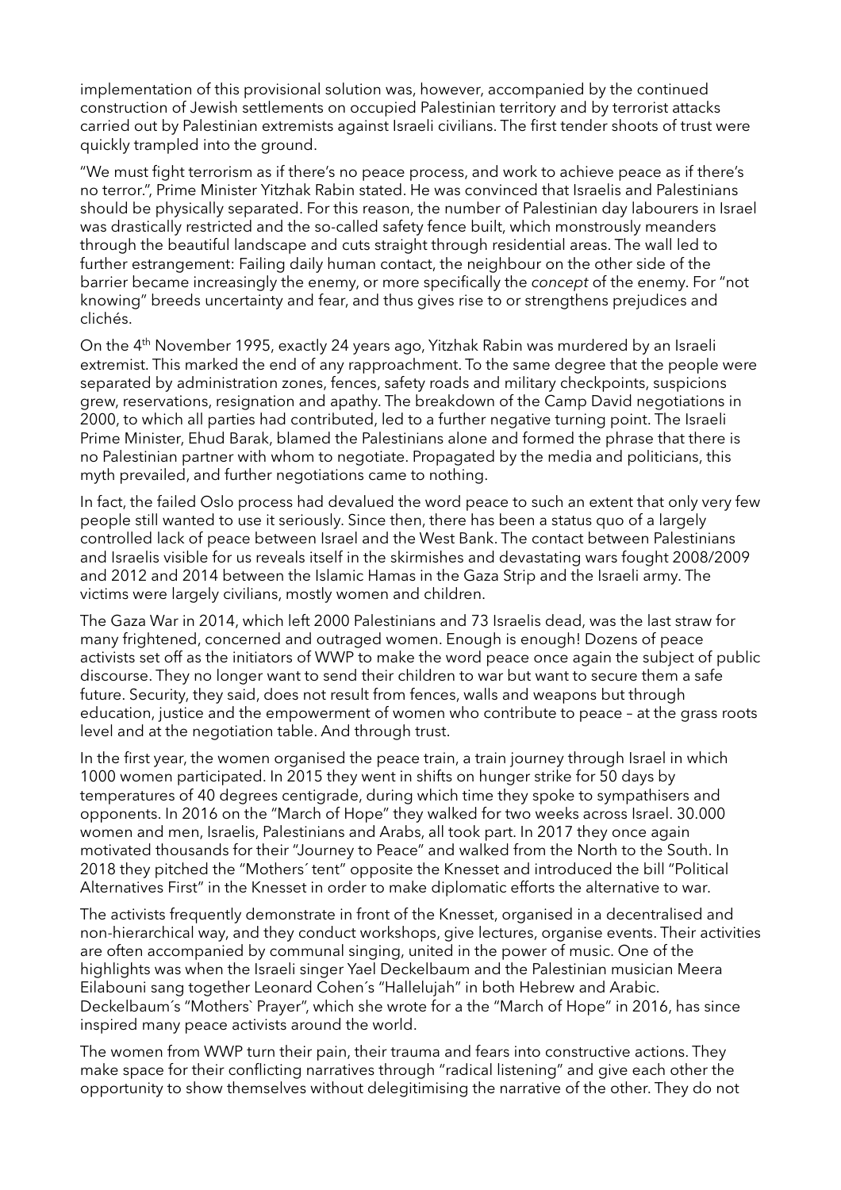implementation of this provisional solution was, however, accompanied by the continued construction of Jewish settlements on occupied Palestinian territory and by terrorist attacks carried out by Palestinian extremists against Israeli civilians. The first tender shoots of trust were quickly trampled into the ground.

"We must fight terrorism as if there's no peace process, and work to achieve peace as if there's no terror.", Prime Minister Yitzhak Rabin stated. He was convinced that Israelis and Palestinians should be physically separated. For this reason, the number of Palestinian day labourers in Israel was drastically restricted and the so-called safety fence built, which monstrously meanders through the beautiful landscape and cuts straight through residential areas. The wall led to further estrangement: Failing daily human contact, the neighbour on the other side of the barrier became increasingly the enemy, or more specifically the *concept* of the enemy. For "not knowing" breeds uncertainty and fear, and thus gives rise to or strengthens prejudices and clichés.

On the 4th November 1995, exactly 24 years ago, Yitzhak Rabin was murdered by an Israeli extremist. This marked the end of any rapprochment. To the same degree that the people were separated by administration zones, fences, safety roads and military checkpoints, suspicions grew, reservations, resignation and apathy. The breakdown of the Camp David negotiations in 2000, to which all parties had contributed, led to a further negative turning point. The Israeli Prime Minister, Ehud Barak, blamed the Palestinians alone and formed the phrase that there is no Palestinian partner with whom to negotiate. Propagated by the media and politicians, this myth prevailed, and further negotiations came to nothing.

In fact, the failed Oslo process had devalued the word peace to such an extent that only very few people still wanted to use it seriously. Since then, there has been a status quo of a largely controlled lack of peace between Israel and the West Bank. The contact between Palestinians and Israelis visible for us reveals itself in the skirmishes and devastating wars fought 2008/2009 and 2012 and 2014 between the Islamic Hamas in the Gaza Strip and the Israeli army. The victims were largely civilians, mostly women and children.

The Gaza War in 2014, which left 2000 Palestinians and 73 Israelis dead, was the last straw for many frightened, concerned and outraged women. Enough is enough! Dozens of peace activists set off as the initiators of WWP to make the word peace once again the subject of public discourse. They no longer want to send their children to war but want to secure them a safe future. Security, they said, does not result from fences, walls and weapons but through education, justice and the empowerment of women who contribute to peace – at the grass roots level and at the negotiation table. And through trust.

In the first year, the women organised the peace train, a train journey through Israel in which 1000 women participated. In 2015 they went in shifts on hunger strike for 50 days by temperatures of 40 degrees centigrade, during which time they spoke to sympathisers and opponents. In 2016 on the "March of Hope" they walked for two weeks across Israel. 30.000 women and men, Israelis, Palestinians and Arabs, all took part. In 2017 they once again motivated thousands for their "Journey to Peace" and walked from the North to the South. In 2018 they pitched the "Mothers´ tent" opposite the Knesset and introduced the bill "Political Alternatives First" in the Knesset in order to make diplomatic efforts the alternative to war.

The activists frequently demonstrate in front of the Knesset, organised in a decentralised and non-hierarchical way, and they conduct workshops, give lectures, organise events. Their activities are often accompanied by communal singing, united in the power of music. One of the highlights was when the Israeli singer Yael Deckelbaum and the Palestinian musician Meera Eilabouni sang together Leonard Cohen´s "Hallelujah" in both Hebrew and Arabic. Deckelbaum´s "Mothers` Prayer", which she wrote for a the "March of Hope" in 2016, has since inspired many peace activists around the world.

The women from WWP turn their pain, their trauma and fears into constructive actions. They make space for their conflicting narratives through "radical listening" and give each other the opportunity to show themselves without delegitimising the narrative of the other. They do not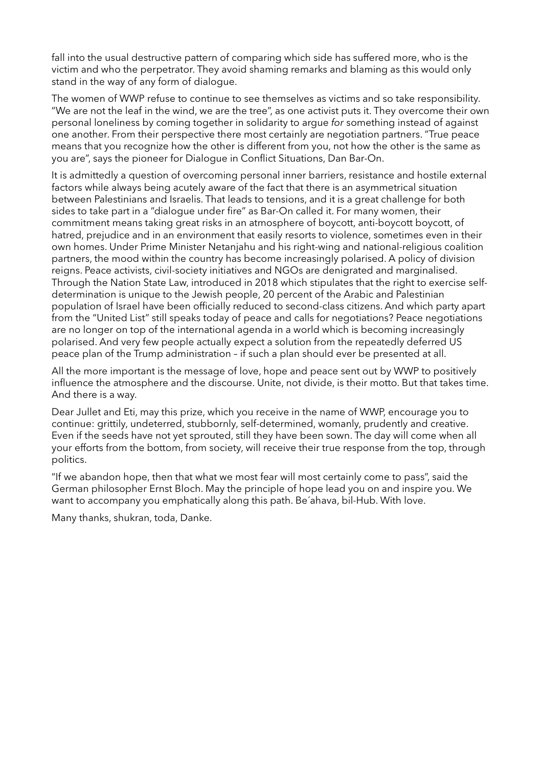fall into the usual destructive pattern of comparing which side has suffered more, who is the victim and who the perpetrator. They avoid shaming remarks and blaming as this would only stand in the way of any form of dialogue.

The women of WWP refuse to continue to see themselves as victims and so take responsibility. "We are not the leaf in the wind, we are the tree", as one activist puts it. They overcome their own personal loneliness by coming together in solidarity to argue *for* something instead of against one another. From their perspective there most certainly are negotiation partners. "True peace means that you recognize how the other is different from you, not how the other is the same as you are", says the pioneer for Dialogue in Conflict Situations, Dan Bar-On.

It is admittedly a question of overcoming personal inner barriers, resistance and hostile external factors while always being acutely aware of the fact that there is an asymmetrical situation between Palestinians and Israelis. That leads to tensions, and it is a great challenge for both sides to take part in a "dialogue under fire" as Bar-On called it. For many women, their commitment means taking great risks in an atmosphere of boycott, anti-boycott boycott, of hatred, prejudice and in an environment that easily resorts to violence, sometimes even in their own homes. Under Prime Minister Netanjahu and his right-wing and national-religious coalition partners, the mood within the country has become increasingly polarised. A policy of division reigns. Peace activists, civil-society initiatives and NGOs are denigrated and marginalised. Through the Nation State Law, introduced in 2018 which stipulates that the right to exercise self-determination is unique to the Jewish people, 20 percent of the Arabic and Palestinian population of Israel have been officially reduced to second-class citizens. And which party apart from the "United List" still speaks today of peace and calls for negotiations? Peace negotiations are no longer on top of the international agenda in a world which is becoming increasingly polarised. And very few people actually expect a solution from the repeatedly deferred US peace plan of the Trump administration – if such a plan should ever be presented at all.

All the more important is the message of love, hope and peace sent out by WWP to positively influence the atmosphere and the discourse. Unite, not divide, is their motto. But that takes time. And there is a way.

Dear Jullet and Eti, may this prize, which you receive in the name of WWP, encourage you to continue: grittily, undeterred, stubbornly, self-determined, womanly, prudently and creative. Even if the seeds have not yet sprouted, still they have been sown. The day will come when all your efforts from the bottom, from society, will receive their true response from the top, through politics.

"If we abandon hope, then that what we most fear will most certainly come to pass", said the German philosopher Ernst Bloch. May the principle of hope lead you on and inspire you. We want to accompany you emphatically along this path. Be´ahava, bil-Hub. With love.

Many thanks, shukran, toda, Danke.